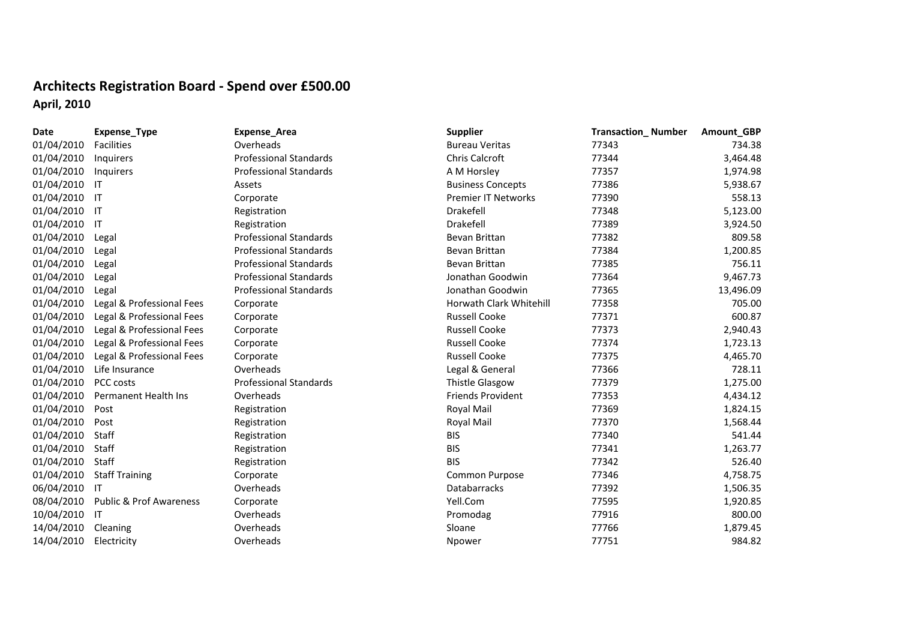# Architects Registration Board - Spend over £500.00

**April, 2010**

| Date | Expense_Type | Expense_Area | Supplier | Transaction_ Number | Amount_GBP |
|---|---|---|---|---|---|
| 01/04/2010 | Facilities | Overheads | Bureau Veritas | 77343 | 734.38 |
| 01/04/2010 | Inquirers | Professional Standards | Chris Calcroft | 77344 | 3,464.48 |
| 01/04/2010 | Inquirers | Professional Standards | A M Horsley | 77357 | 1,974.98 |
| 01/04/2010 | IT | Assets | Business Concepts | 77386 | 5,938.67 |
| 01/04/2010 | IT | Corporate | Premier IT Networks | 77390 | 558.13 |
| 01/04/2010 | IT | Registration | Drakefell | 77348 | 5,123.00 |
| 01/04/2010 | IT | Registration | Drakefell | 77389 | 3,924.50 |
| 01/04/2010 | Legal | Professional Standards | Bevan Brittan | 77382 | 809.58 |
| 01/04/2010 | Legal | Professional Standards | Bevan Brittan | 77384 | 1,200.85 |
| 01/04/2010 | Legal | Professional Standards | Bevan Brittan | 77385 | 756.11 |
| 01/04/2010 | Legal | Professional Standards | Jonathan Goodwin | 77364 | 9,467.73 |
| 01/04/2010 | Legal | Professional Standards | Jonathan Goodwin | 77365 | 13,496.09 |
| 01/04/2010 | Legal & Professional Fees | Corporate | Horwath Clark Whitehill | 77358 | 705.00 |
| 01/04/2010 | Legal & Professional Fees | Corporate | Russell Cooke | 77371 | 600.87 |
| 01/04/2010 | Legal & Professional Fees | Corporate | Russell Cooke | 77373 | 2,940.43 |
| 01/04/2010 | Legal & Professional Fees | Corporate | Russell Cooke | 77374 | 1,723.13 |
| 01/04/2010 | Legal & Professional Fees | Corporate | Russell Cooke | 77375 | 4,465.70 |
| 01/04/2010 | Life Insurance | Overheads | Legal & General | 77366 | 728.11 |
| 01/04/2010 | PCC costs | Professional Standards | Thistle Glasgow | 77379 | 1,275.00 |
| 01/04/2010 | Permanent Health Ins | Overheads | Friends Provident | 77353 | 4,434.12 |
| 01/04/2010 | Post | Registration | Royal Mail | 77369 | 1,824.15 |
| 01/04/2010 | Post | Registration | Royal Mail | 77370 | 1,568.44 |
| 01/04/2010 | Staff | Registration | BIS | 77340 | 541.44 |
| 01/04/2010 | Staff | Registration | BIS | 77341 | 1,263.77 |
| 01/04/2010 | Staff | Registration | BIS | 77342 | 526.40 |
| 01/04/2010 | Staff Training | Corporate | Common Purpose | 77346 | 4,758.75 |
| 06/04/2010 | IT | Overheads | Databarracks | 77392 | 1,506.35 |
| 08/04/2010 | Public & Prof Awareness | Corporate | Yell.Com | 77595 | 1,920.85 |
| 10/04/2010 | IT | Overheads | Promodag | 77916 | 800.00 |
| 14/04/2010 | Cleaning | Overheads | Sloane | 77766 | 1,879.45 |
| 14/04/2010 | Electricity | Overheads | Npower | 77751 | 984.82 |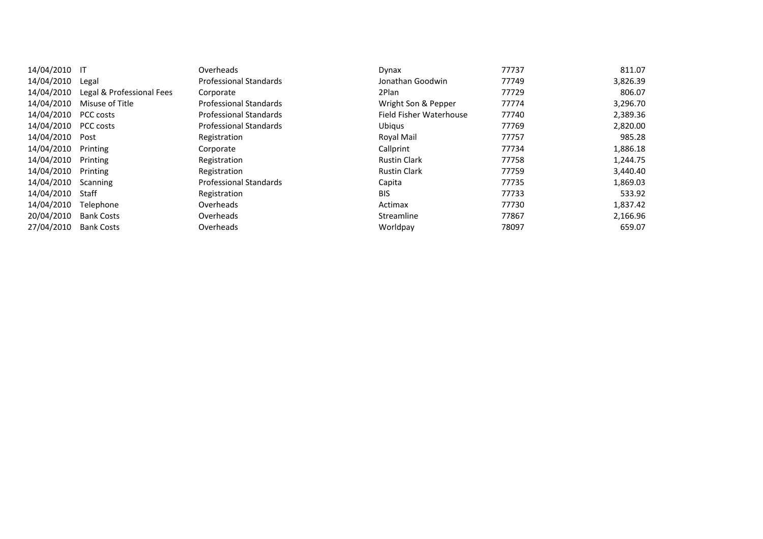| | | | | | |
|---|---|---|---|---|---|
| 14/04/2010 | IT | Overheads | Dynax | 77737 | 811.07 |
| 14/04/2010 | Legal | Professional Standards | Jonathan Goodwin | 77749 | 3,826.39 |
| 14/04/2010 | Legal & Professional Fees | Corporate | 2Plan | 77729 | 806.07 |
| 14/04/2010 | Misuse of Title | Professional Standards | Wright Son & Pepper | 77774 | 3,296.70 |
| 14/04/2010 | PCC costs | Professional Standards | Field Fisher Waterhouse | 77740 | 2,389.36 |
| 14/04/2010 | PCC costs | Professional Standards | Ubiqus | 77769 | 2,820.00 |
| 14/04/2010 | Post | Registration | Royal Mail | 77757 | 985.28 |
| 14/04/2010 | Printing | Corporate | Callprint | 77734 | 1,886.18 |
| 14/04/2010 | Printing | Registration | Rustin Clark | 77758 | 1,244.75 |
| 14/04/2010 | Printing | Registration | Rustin Clark | 77759 | 3,440.40 |
| 14/04/2010 | Scanning | Professional Standards | Capita | 77735 | 1,869.03 |
| 14/04/2010 | Staff | Registration | BIS | 77733 | 533.92 |
| 14/04/2010 | Telephone | Overheads | Actimax | 77730 | 1,837.42 |
| 20/04/2010 | Bank Costs | Overheads | Streamline | 77867 | 2,166.96 |
| 27/04/2010 | Bank Costs | Overheads | Worldpay | 78097 | 659.07 |